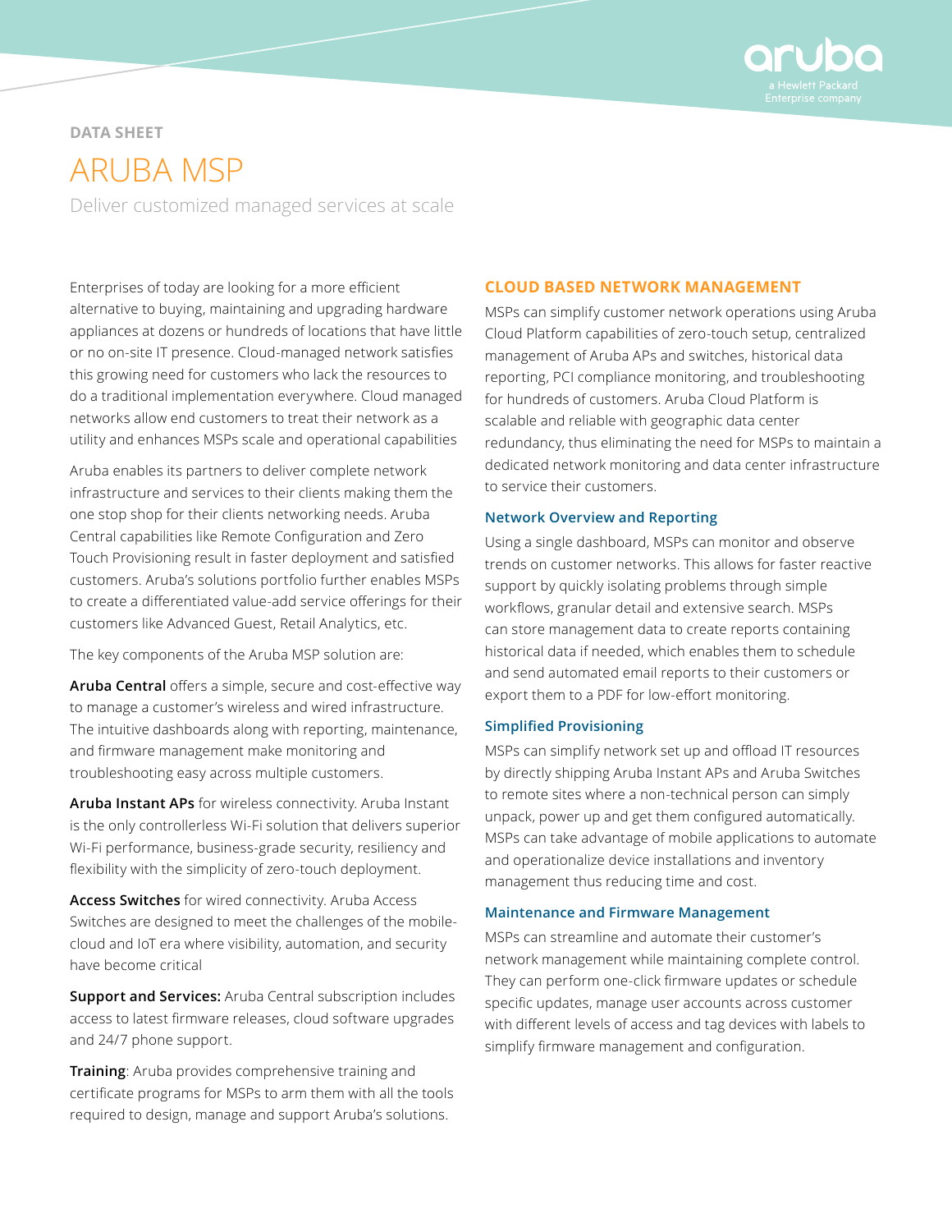DATA SHEET

# ARUBA MSP

Deliver customized managed services at scale

Enterprises of today are looking for a more efficient alternative to buying, maintaining and upgrading hardware appliances at dozens or hundreds of locations that have little or no on-site IT presence. Cloud-managed network satisfies this growing need for customers who lack the resources to do a traditional implementation everywhere. Cloud managed networks allow end customers to treat their network as a utility and enhances MSPs scale and operational capabilities

Aruba enables its partners to deliver complete network infrastructure and services to their clients making them the one stop shop for their clients networking needs. Aruba Central capabilities like Remote Configuration and Zero Touch Provisioning result in faster deployment and satisfied customers. Aruba's solutions portfolio further enables MSPs to create a differentiated value-add service offerings for their customers like Advanced Guest, Retail Analytics, etc.

The key components of the Aruba MSP solution are:

**Aruba Central** offers a simple, secure and cost-effective way to manage a customer's wireless and wired infrastructure. The intuitive dashboards along with reporting, maintenance, and firmware management make monitoring and troubleshooting easy across multiple customers.

**Aruba Instant APs** for wireless connectivity. Aruba Instant is the only controllerless Wi-Fi solution that delivers superior Wi-Fi performance, business-grade security, resiliency and flexibility with the simplicity of zero-touch deployment.

**Access Switches** for wired connectivity. Aruba Access Switches are designed to meet the challenges of the mobile-cloud and IoT era where visibility, automation, and security have become critical

**Support and Services:** Aruba Central subscription includes access to latest firmware releases, cloud software upgrades and 24/7 phone support.

**Training**: Aruba provides comprehensive training and certificate programs for MSPs to arm them with all the tools required to design, manage and support Aruba's solutions.

## CLOUD BASED NETWORK MANAGEMENT

MSPs can simplify customer network operations using Aruba Cloud Platform capabilities of zero-touch setup, centralized management of Aruba APs and switches, historical data reporting, PCI compliance monitoring, and troubleshooting for hundreds of customers. Aruba Cloud Platform is scalable and reliable with geographic data center redundancy, thus eliminating the need for MSPs to maintain a dedicated network monitoring and data center infrastructure to service their customers.

### Network Overview and Reporting

Using a single dashboard, MSPs can monitor and observe trends on customer networks. This allows for faster reactive support by quickly isolating problems through simple workflows, granular detail and extensive search. MSPs can store management data to create reports containing historical data if needed, which enables them to schedule and send automated email reports to their customers or export them to a PDF for low-effort monitoring.

### Simplified Provisioning

MSPs can simplify network set up and offload IT resources by directly shipping Aruba Instant APs and Aruba Switches to remote sites where a non-technical person can simply unpack, power up and get them configured automatically. MSPs can take advantage of mobile applications to automate and operationalize device installations and inventory management thus reducing time and cost.

### Maintenance and Firmware Management

MSPs can streamline and automate their customer's network management while maintaining complete control. They can perform one-click firmware updates or schedule specific updates, manage user accounts across customer with different levels of access and tag devices with labels to simplify firmware management and configuration.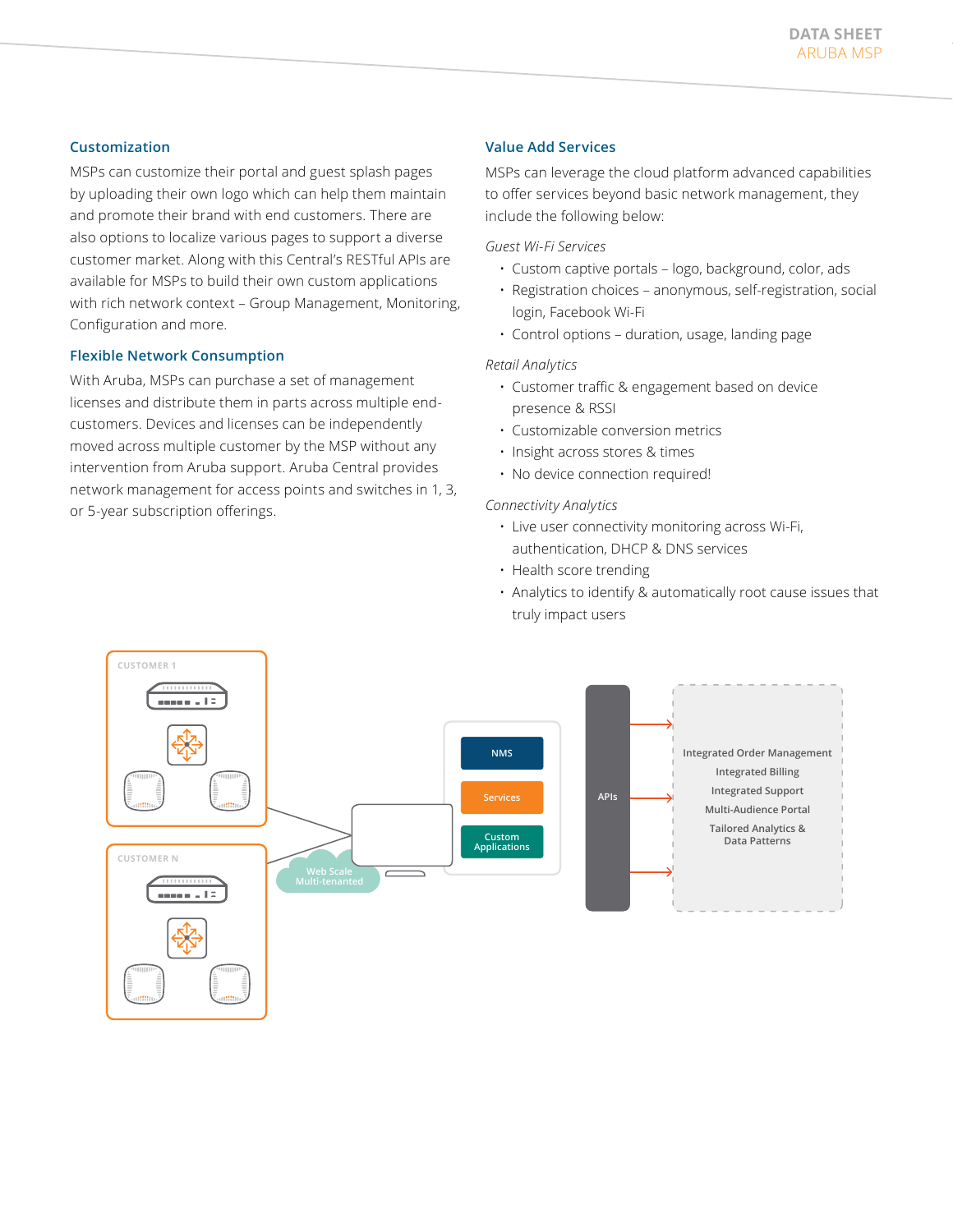### Customization

MSPs can customize their portal and guest splash pages by uploading their own logo which can help them maintain and promote their brand with end customers. There are also options to localize various pages to support a diverse customer market. Along with this Central's RESTful APIs are available for MSPs to build their own custom applications with rich network context – Group Management, Monitoring, Configuration and more.

### Flexible Network Consumption

With Aruba, MSPs can purchase a set of management licenses and distribute them in parts across multiple end-customers. Devices and licenses can be independently moved across multiple customer by the MSP without any intervention from Aruba support. Aruba Central provides network management for access points and switches in 1, 3, or 5-year subscription offerings.

### Value Add Services

MSPs can leverage the cloud platform advanced capabilities to offer services beyond basic network management, they include the following below:

*Guest Wi-Fi Services*

- Custom captive portals – logo, background, color, ads
- Registration choices – anonymous, self-registration, social login, Facebook Wi-Fi
- Control options – duration, usage, landing page

*Retail Analytics*

- Customer traffic & engagement based on device presence & RSSI
- Customizable conversion metrics
- Insight across stores & times
- No device connection required!

*Connectivity Analytics*

- Live user connectivity monitoring across Wi-Fi, authentication, DHCP & DNS services
- Health score trending
- Analytics to identify & automatically root cause issues that truly impact users

CUSTOMER 1

CUSTOMER N

Web Scale Multi-tenanted

NMS

Services

Custom Applications

APIs

Integrated Order Management
Integrated Billing
Integrated Support
Multi-Audience Portal
Tailored Analytics & Data Patterns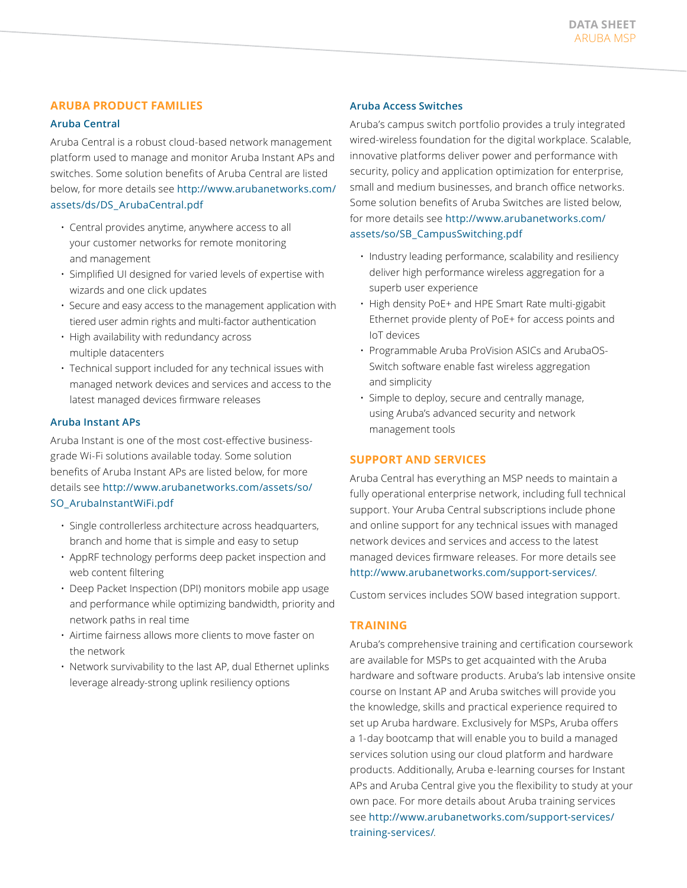## ARUBA PRODUCT FAMILIES

### Aruba Central

Aruba Central is a robust cloud-based network management platform used to manage and monitor Aruba Instant APs and switches. Some solution benefits of Aruba Central are listed below, for more details see http://www.arubanetworks.com/assets/ds/DS_ArubaCentral.pdf

- Central provides anytime, anywhere access to all your customer networks for remote monitoring and management
- Simplified UI designed for varied levels of expertise with wizards and one click updates
- Secure and easy access to the management application with tiered user admin rights and multi-factor authentication
- High availability with redundancy across multiple datacenters
- Technical support included for any technical issues with managed network devices and services and access to the latest managed devices firmware releases

### Aruba Instant APs

Aruba Instant is one of the most cost-effective business-grade Wi-Fi solutions available today. Some solution benefits of Aruba Instant APs are listed below, for more details see http://www.arubanetworks.com/assets/so/SO_ArubaInstantWiFi.pdf

- Single controllerless architecture across headquarters, branch and home that is simple and easy to setup
- AppRF technology performs deep packet inspection and web content filtering
- Deep Packet Inspection (DPI) monitors mobile app usage and performance while optimizing bandwidth, priority and network paths in real time
- Airtime fairness allows more clients to move faster on the network
- Network survivability to the last AP, dual Ethernet uplinks leverage already-strong uplink resiliency options

### Aruba Access Switches

Aruba's campus switch portfolio provides a truly integrated wired-wireless foundation for the digital workplace. Scalable, innovative platforms deliver power and performance with security, policy and application optimization for enterprise, small and medium businesses, and branch office networks. Some solution benefits of Aruba Switches are listed below, for more details see http://www.arubanetworks.com/assets/so/SB_CampusSwitching.pdf

- Industry leading performance, scalability and resiliency deliver high performance wireless aggregation for a superb user experience
- High density PoE+ and HPE Smart Rate multi-gigabit Ethernet provide plenty of PoE+ for access points and IoT devices
- Programmable Aruba ProVision ASICs and ArubaOS-Switch software enable fast wireless aggregation and simplicity
- Simple to deploy, secure and centrally manage, using Aruba's advanced security and network management tools

## SUPPORT AND SERVICES

Aruba Central has everything an MSP needs to maintain a fully operational enterprise network, including full technical support. Your Aruba Central subscriptions include phone and online support for any technical issues with managed network devices and services and access to the latest managed devices firmware releases. For more details see http://www.arubanetworks.com/support-services/.

Custom services includes SOW based integration support.

## TRAINING

Aruba's comprehensive training and certification coursework are available for MSPs to get acquainted with the Aruba hardware and software products. Aruba's lab intensive onsite course on Instant AP and Aruba switches will provide you the knowledge, skills and practical experience required to set up Aruba hardware. Exclusively for MSPs, Aruba offers a 1-day bootcamp that will enable you to build a managed services solution using our cloud platform and hardware products. Additionally, Aruba e-learning courses for Instant APs and Aruba Central give you the flexibility to study at your own pace. For more details about Aruba training services see http://www.arubanetworks.com/support-services/training-services/.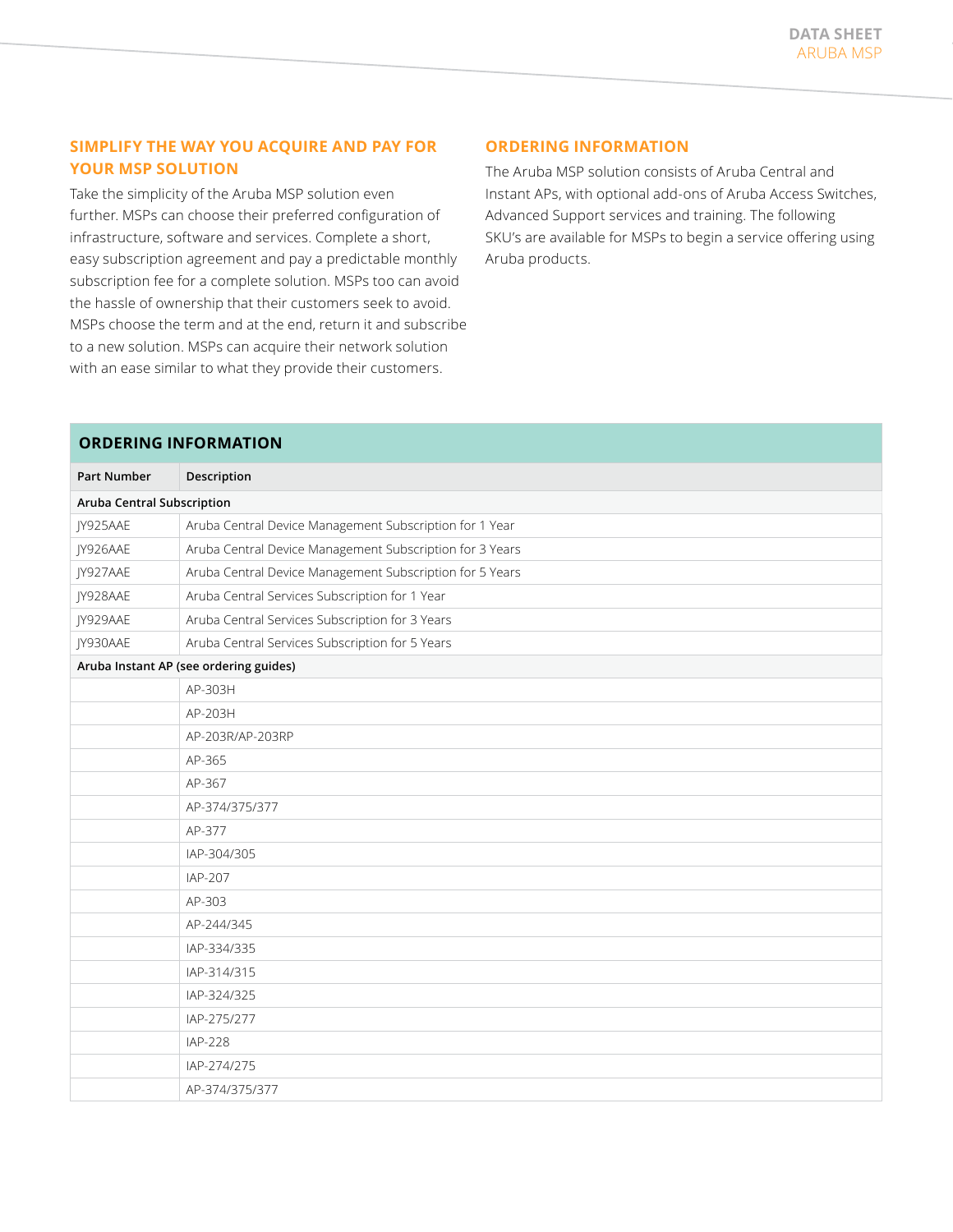## SIMPLIFY THE WAY YOU ACQUIRE AND PAY FOR YOUR MSP SOLUTION

Take the simplicity of the Aruba MSP solution even further. MSPs can choose their preferred configuration of infrastructure, software and services. Complete a short, easy subscription agreement and pay a predictable monthly subscription fee for a complete solution. MSPs too can avoid the hassle of ownership that their customers seek to avoid. MSPs choose the term and at the end, return it and subscribe to a new solution. MSPs can acquire their network solution with an ease similar to what they provide their customers.

## ORDERING INFORMATION

The Aruba MSP solution consists of Aruba Central and Instant APs, with optional add-ons of Aruba Access Switches, Advanced Support services and training. The following SKU's are available for MSPs to begin a service offering using Aruba products.

**ORDERING INFORMATION**

| Part Number | Description |
|---|---|
| **Aruba Central Subscription** | |
| JY925AAE | Aruba Central Device Management Subscription for 1 Year |
| JY926AAE | Aruba Central Device Management Subscription for 3 Years |
| JY927AAE | Aruba Central Device Management Subscription for 5 Years |
| JY928AAE | Aruba Central Services Subscription for 1 Year |
| JY929AAE | Aruba Central Services Subscription for 3 Years |
| JY930AAE | Aruba Central Services Subscription for 5 Years |
| **Aruba Instant AP (see ordering guides)** | |
| | AP-303H |
| | AP-203H |
| | AP-203R/AP-203RP |
| | AP-365 |
| | AP-367 |
| | AP-374/375/377 |
| | AP-377 |
| | IAP-304/305 |
| | IAP-207 |
| | AP-303 |
| | AP-244/345 |
| | IAP-334/335 |
| | IAP-314/315 |
| | IAP-324/325 |
| | IAP-275/277 |
| | IAP-228 |
| | IAP-274/275 |
| | AP-374/375/377 |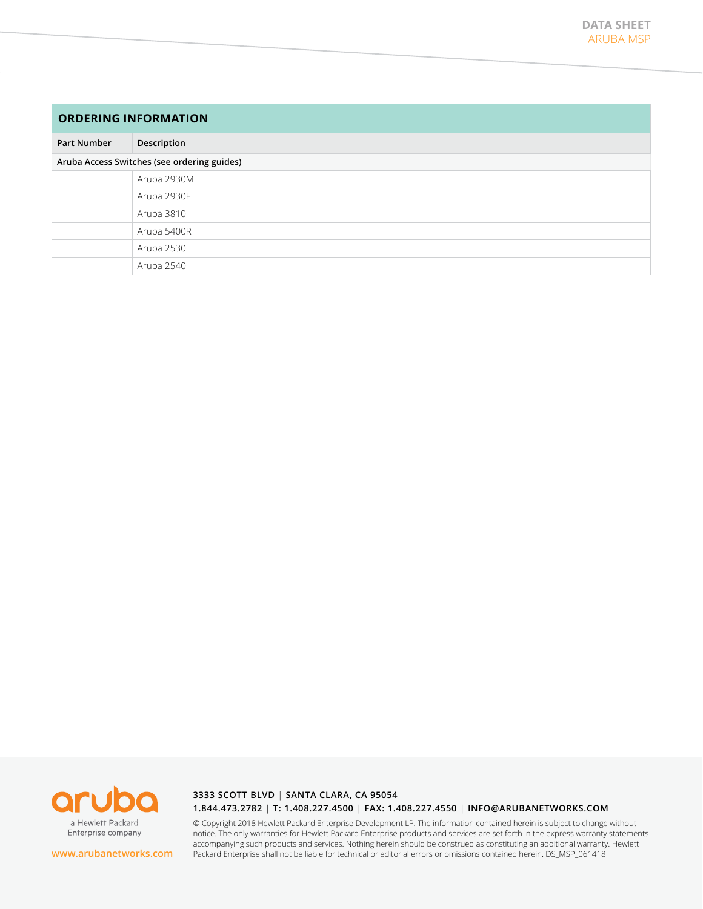## ORDERING INFORMATION

| Part Number | Description |
|---|---|
| **Aruba Access Switches (see ordering guides)** | |
| | Aruba 2930M |
| | Aruba 2930F |
| | Aruba 3810 |
| | Aruba 5400R |
| | Aruba 2530 |
| | Aruba 2540 |

a Hewlett Packard Enterprise company

www.arubanetworks.com

**3333 SCOTT BLVD | SANTA CLARA, CA 95054**
**1.844.473.2782 | T: 1.408.227.4500 | FAX: 1.408.227.4550 | INFO@ARUBANETWORKS.COM**

© Copyright 2018 Hewlett Packard Enterprise Development LP. The information contained herein is subject to change without notice. The only warranties for Hewlett Packard Enterprise products and services are set forth in the express warranty statements accompanying such products and services. Nothing herein should be construed as constituting an additional warranty. Hewlett Packard Enterprise shall not be liable for technical or editorial errors or omissions contained herein. DS_MSP_061418